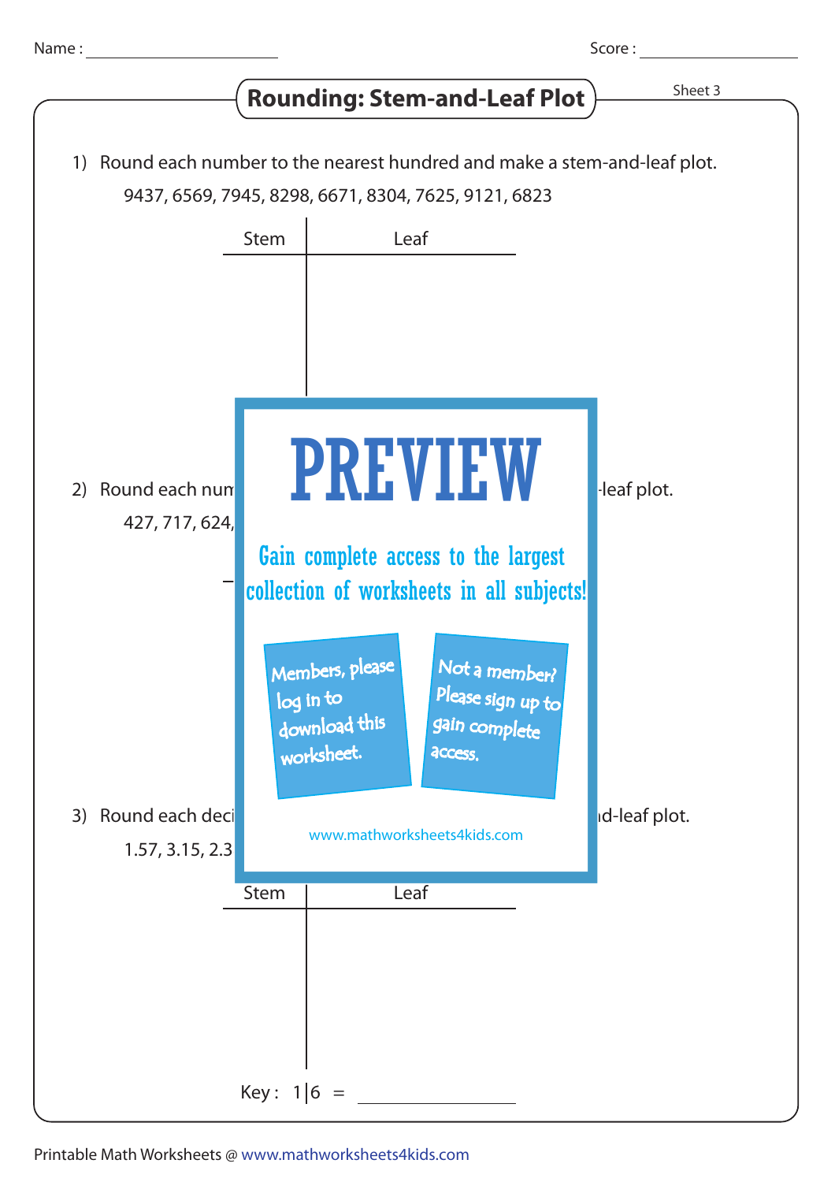Name : ____________________ Score : ____________________

# Rounding: Stem-and-Leaf Plot

Sheet 3

1) Round each number to the nearest hundred and make a stem-and-leaf plot.

   9437, 6569, 7945, 8298, 6671, 8304, 7625, 9121, 6823

| Stem | Leaf |
|---|---|
| | |

2) Round each num -leaf plot.

   427, 717, 624,

PREVIEW

Gain complete access to the largest collection of worksheets in all subjects!

Members, please log in to download this worksheet.

Not a member? Please sign up to gain complete access.

www.mathworksheets4kids.com

3) Round each deci d-leaf plot.

   1.57, 3.15, 2.3

| Stem | Leaf |
|---|---|
| | |

Key : 1|6 = ____________

Printable Math Worksheets @ www.mathworksheets4kids.com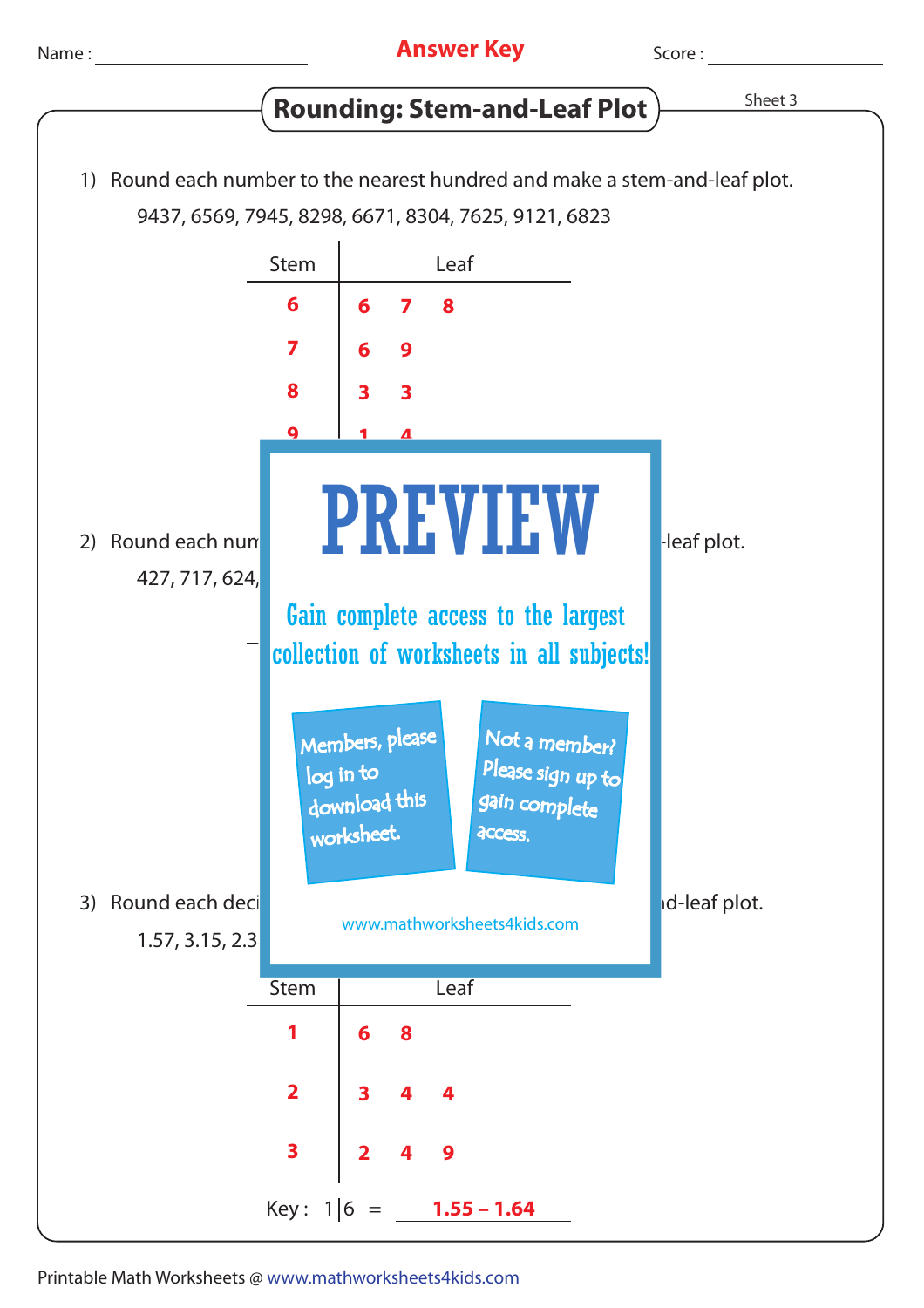Name : ____________________ **Answer Key** Score : ____________________

## Rounding: Stem-and-Leaf Plot

Sheet 3

1) Round each number to the nearest hundred and make a stem-and-leaf plot.

9437, 6569, 7945, 8298, 6671, 8304, 7625, 9121, 6823

| Stem | Leaf |
| --- | --- |
| 6 | 6 7 8 |
| 7 | 6 9 |
| 8 | 3 3 |
| 9 | 1 4 |

PREVIEW

Gain complete access to the largest collection of worksheets in all subjects!

Members, please log in to download this worksheet.

Not a member? Please sign up to gain complete access.

www.mathworksheets4kids.com

2) Round each num ... -leaf plot.

427, 717, 624,

3) Round each deci ... d-leaf plot.

1.57, 3.15, 2.3

| Stem | Leaf |
| --- | --- |
| 1 | 6 8 |
| 2 | 3 4 4 |
| 3 | 2 4 9 |

Key : 1|6 = 1.55 – 1.64

Printable Math Worksheets @ www.mathworksheets4kids.com